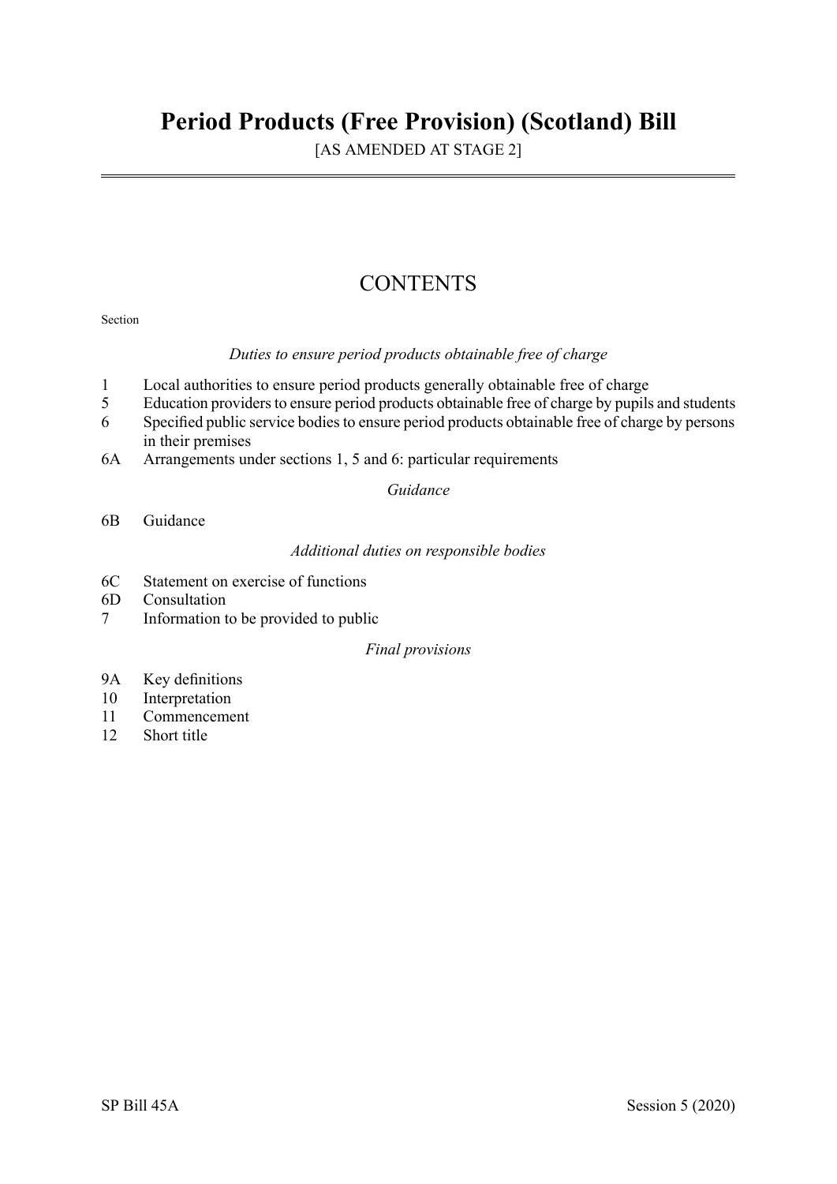# Period Products (Free Provision) (Scotland) Bill

[AS AMENDED AT STAGE 2]

## CONTENTS

Section

*Duties to ensure period products obtainable free of charge*

1 Local authorities to ensure period products generally obtainable free of charge
5 Education providers to ensure period products obtainable free of charge by pupils and students
6 Specified public service bodies to ensure period products obtainable free of charge by persons in their premises
6A Arrangements under sections 1, 5 and 6: particular requirements

*Guidance*

6B Guidance

*Additional duties on responsible bodies*

6C Statement on exercise of functions
6D Consultation
7 Information to be provided to public

*Final provisions*

9A Key definitions
10 Interpretation
11 Commencement
12 Short title

SP Bill 45A Session 5 (2020)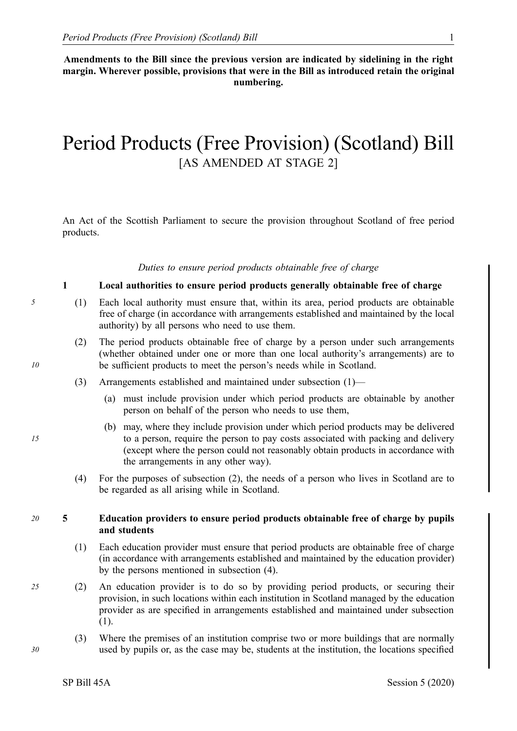**Amendments to the Bill since the previous version are indicated by sidelining in the right margin. Wherever possible, provisions that were in the Bill as introduced retain the original numbering.**

# Period Products (Free Provision) (Scotland) Bill

[AS AMENDED AT STAGE 2]

An Act of the Scottish Parliament to secure the provision throughout Scotland of free period products.

*Duties to ensure period products obtainable free of charge*

### 1 Local authorities to ensure period products generally obtainable free of charge

(1) Each local authority must ensure that, within its area, period products are obtainable free of charge (in accordance with arrangements established and maintained by the local authority) by all persons who need to use them.

(2) The period products obtainable free of charge by a person under such arrangements (whether obtained under one or more than one local authority's arrangements) are to be sufficient products to meet the person's needs while in Scotland.

(3) Arrangements established and maintained under subsection (1)—

(a) must include provision under which period products are obtainable by another person on behalf of the person who needs to use them,

(b) may, where they include provision under which period products may be delivered to a person, require the person to pay costs associated with packing and delivery (except where the person could not reasonably obtain products in accordance with the arrangements in any other way).

(4) For the purposes of subsection (2), the needs of a person who lives in Scotland are to be regarded as all arising while in Scotland.

### 5 Education providers to ensure period products obtainable free of charge by pupils and students

(1) Each education provider must ensure that period products are obtainable free of charge (in accordance with arrangements established and maintained by the education provider) by the persons mentioned in subsection (4).

(2) An education provider is to do so by providing period products, or securing their provision, in such locations within each institution in Scotland managed by the education provider as are specified in arrangements established and maintained under subsection (1).

(3) Where the premises of an institution comprise two or more buildings that are normally used by pupils or, as the case may be, students at the institution, the locations specified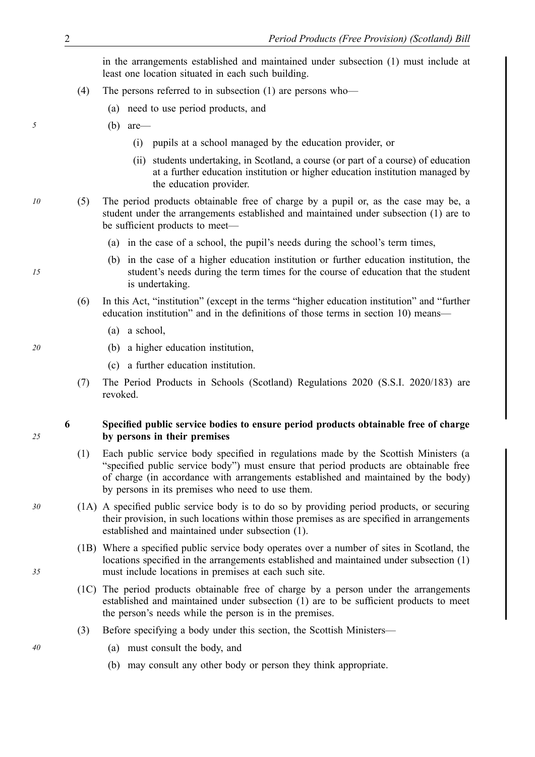in the arrangements established and maintained under subsection (1) must include at least one location situated in each such building.

(4) The persons referred to in subsection (1) are persons who—

(a) need to use period products, and

(b) are—

(i) pupils at a school managed by the education provider, or

(ii) students undertaking, in Scotland, a course (or part of a course) of education at a further education institution or higher education institution managed by the education provider.

(5) The period products obtainable free of charge by a pupil or, as the case may be, a student under the arrangements established and maintained under subsection (1) are to be sufficient products to meet—

(a) in the case of a school, the pupil's needs during the school's term times,

(b) in the case of a higher education institution or further education institution, the student's needs during the term times for the course of education that the student is undertaking.

(6) In this Act, "institution" (except in the terms "higher education institution" and "further education institution" and in the definitions of those terms in section 10) means—

(a) a school,

(b) a higher education institution,

(c) a further education institution.

(7) The Period Products in Schools (Scotland) Regulations 2020 (S.S.I. 2020/183) are revoked.

## 6 Specified public service bodies to ensure period products obtainable free of charge by persons in their premises

(1) Each public service body specified in regulations made by the Scottish Ministers (a "specified public service body") must ensure that period products are obtainable free of charge (in accordance with arrangements established and maintained by the body) by persons in its premises who need to use them.

(1A) A specified public service body is to do so by providing period products, or securing their provision, in such locations within those premises as are specified in arrangements established and maintained under subsection (1).

(1B) Where a specified public service body operates over a number of sites in Scotland, the locations specified in the arrangements established and maintained under subsection (1) must include locations in premises at each such site.

(1C) The period products obtainable free of charge by a person under the arrangements established and maintained under subsection (1) are to be sufficient products to meet the person's needs while the person is in the premises.

(3) Before specifying a body under this section, the Scottish Ministers—

(a) must consult the body, and

(b) may consult any other body or person they think appropriate.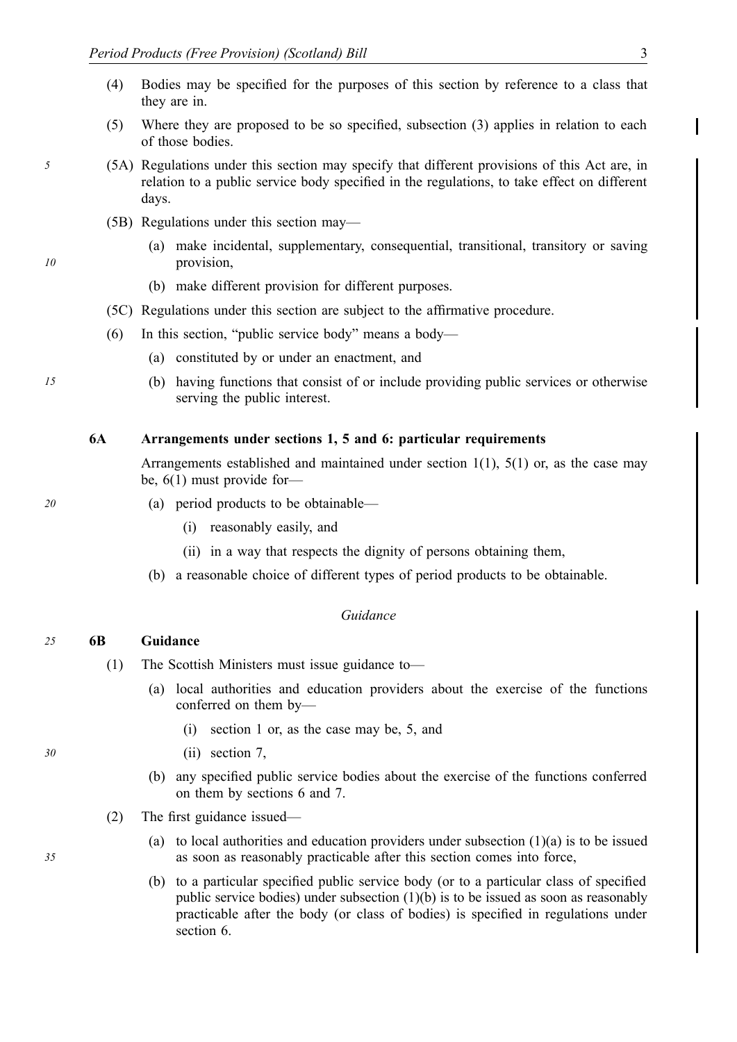(4) Bodies may be specified for the purposes of this section by reference to a class that they are in.

(5) Where they are proposed to be so specified, subsection (3) applies in relation to each of those bodies.

(5A) Regulations under this section may specify that different provisions of this Act are, in relation to a public service body specified in the regulations, to take effect on different days.

(5B) Regulations under this section may—

(a) make incidental, supplementary, consequential, transitional, transitory or saving provision,

(b) make different provision for different purposes.

(5C) Regulations under this section are subject to the affirmative procedure.

(6) In this section, "public service body" means a body—

(a) constituted by or under an enactment, and

(b) having functions that consist of or include providing public services or otherwise serving the public interest.

**6A Arrangements under sections 1, 5 and 6: particular requirements**

Arrangements established and maintained under section 1(1), 5(1) or, as the case may be, 6(1) must provide for—

(a) period products to be obtainable—

(i) reasonably easily, and

(ii) in a way that respects the dignity of persons obtaining them,

(b) a reasonable choice of different types of period products to be obtainable.

*Guidance*

**6B Guidance**

(1) The Scottish Ministers must issue guidance to—

(a) local authorities and education providers about the exercise of the functions conferred on them by—

(i) section 1 or, as the case may be, 5, and

(ii) section 7,

(b) any specified public service bodies about the exercise of the functions conferred on them by sections 6 and 7.

(2) The first guidance issued—

(a) to local authorities and education providers under subsection (1)(a) is to be issued as soon as reasonably practicable after this section comes into force,

(b) to a particular specified public service body (or to a particular class of specified public service bodies) under subsection (1)(b) is to be issued as soon as reasonably practicable after the body (or class of bodies) is specified in regulations under section 6.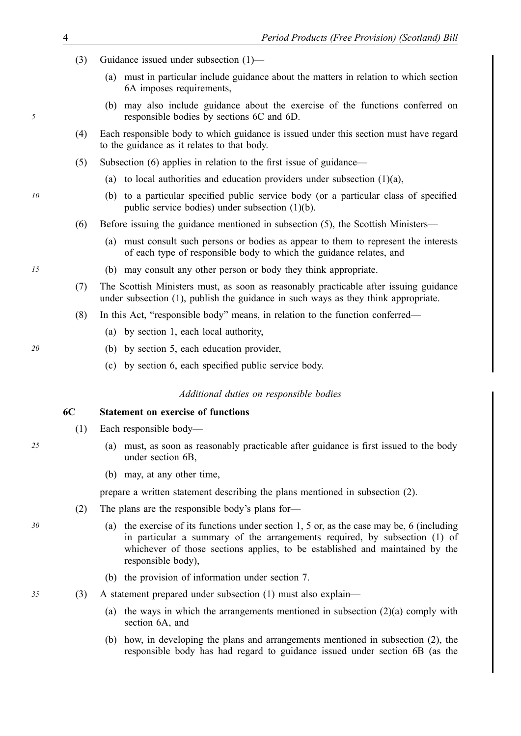(3) Guidance issued under subsection (1)—

(a) must in particular include guidance about the matters in relation to which section 6A imposes requirements,

(b) may also include guidance about the exercise of the functions conferred on responsible bodies by sections 6C and 6D.

(4) Each responsible body to which guidance is issued under this section must have regard to the guidance as it relates to that body.

(5) Subsection (6) applies in relation to the first issue of guidance—

(a) to local authorities and education providers under subsection (1)(a),

(b) to a particular specified public service body (or a particular class of specified public service bodies) under subsection (1)(b).

(6) Before issuing the guidance mentioned in subsection (5), the Scottish Ministers—

(a) must consult such persons or bodies as appear to them to represent the interests of each type of responsible body to which the guidance relates, and

(b) may consult any other person or body they think appropriate.

(7) The Scottish Ministers must, as soon as reasonably practicable after issuing guidance under subsection (1), publish the guidance in such ways as they think appropriate.

(8) In this Act, "responsible body" means, in relation to the function conferred—

(a) by section 1, each local authority,

(b) by section 5, each education provider,

(c) by section 6, each specified public service body.

*Additional duties on responsible bodies*

**6C Statement on exercise of functions**

(1) Each responsible body—

(a) must, as soon as reasonably practicable after guidance is first issued to the body under section 6B,

(b) may, at any other time,

prepare a written statement describing the plans mentioned in subsection (2).

(2) The plans are the responsible body's plans for—

(a) the exercise of its functions under section 1, 5 or, as the case may be, 6 (including in particular a summary of the arrangements required, by subsection (1) of whichever of those sections applies, to be established and maintained by the responsible body),

(b) the provision of information under section 7.

(3) A statement prepared under subsection (1) must also explain—

(a) the ways in which the arrangements mentioned in subsection (2)(a) comply with section 6A, and

(b) how, in developing the plans and arrangements mentioned in subsection (2), the responsible body has had regard to guidance issued under section 6B (as the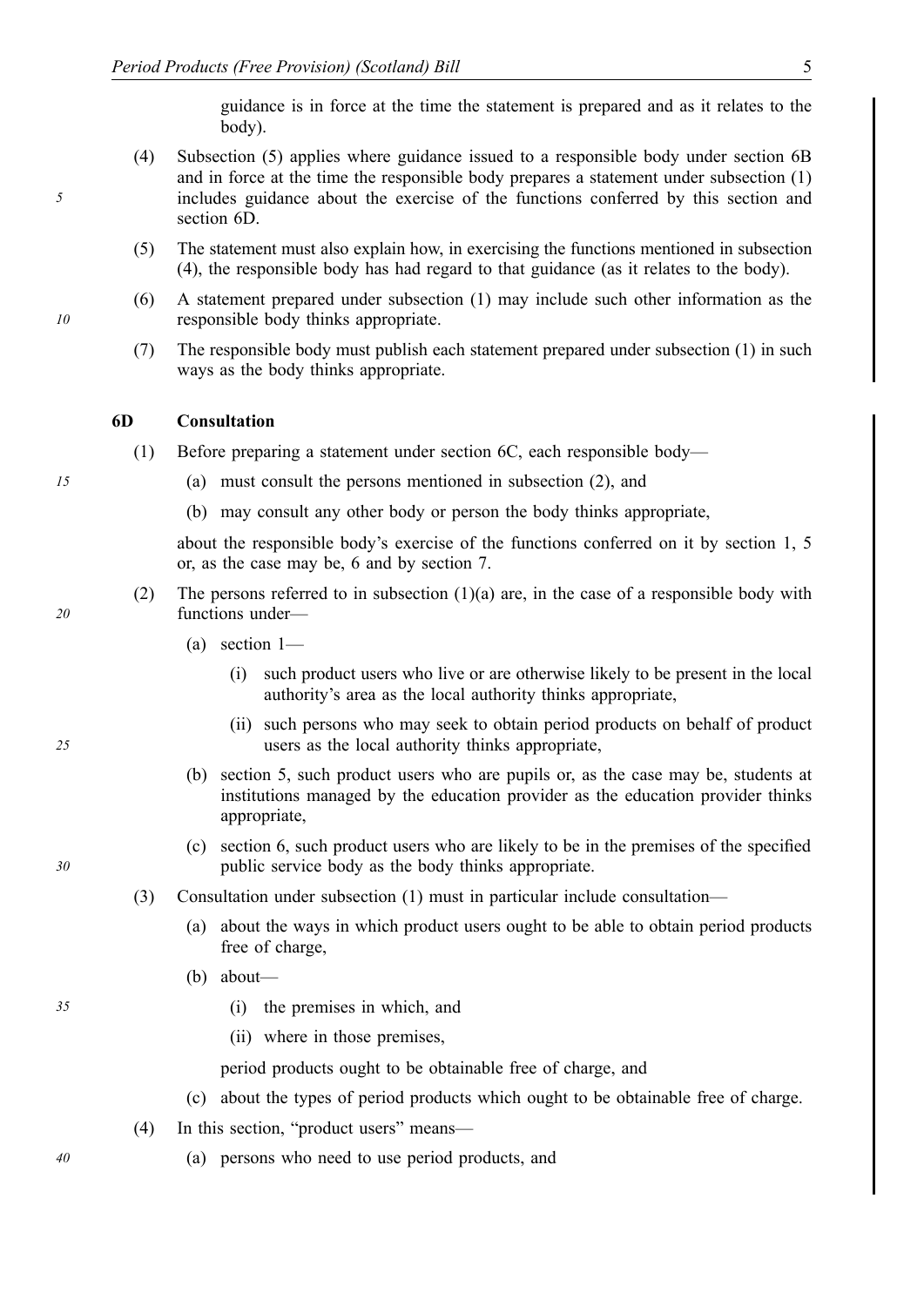guidance is in force at the time the statement is prepared and as it relates to the body).

(4) Subsection (5) applies where guidance issued to a responsible body under section 6B and in force at the time the responsible body prepares a statement under subsection (1) includes guidance about the exercise of the functions conferred by this section and section 6D.

(5) The statement must also explain how, in exercising the functions mentioned in subsection (4), the responsible body has had regard to that guidance (as it relates to the body).

(6) A statement prepared under subsection (1) may include such other information as the responsible body thinks appropriate.

(7) The responsible body must publish each statement prepared under subsection (1) in such ways as the body thinks appropriate.

### 6D Consultation

(1) Before preparing a statement under section 6C, each responsible body—

(a) must consult the persons mentioned in subsection (2), and

(b) may consult any other body or person the body thinks appropriate,

about the responsible body's exercise of the functions conferred on it by section 1, 5 or, as the case may be, 6 and by section 7.

(2) The persons referred to in subsection (1)(a) are, in the case of a responsible body with functions under—

(a) section 1—

(i) such product users who live or are otherwise likely to be present in the local authority's area as the local authority thinks appropriate,

(ii) such persons who may seek to obtain period products on behalf of product users as the local authority thinks appropriate,

(b) section 5, such product users who are pupils or, as the case may be, students at institutions managed by the education provider as the education provider thinks appropriate,

(c) section 6, such product users who are likely to be in the premises of the specified public service body as the body thinks appropriate.

(3) Consultation under subsection (1) must in particular include consultation—

(a) about the ways in which product users ought to be able to obtain period products free of charge,

(b) about—

(i) the premises in which, and

(ii) where in those premises,

period products ought to be obtainable free of charge, and

(c) about the types of period products which ought to be obtainable free of charge.

(4) In this section, "product users" means—

(a) persons who need to use period products, and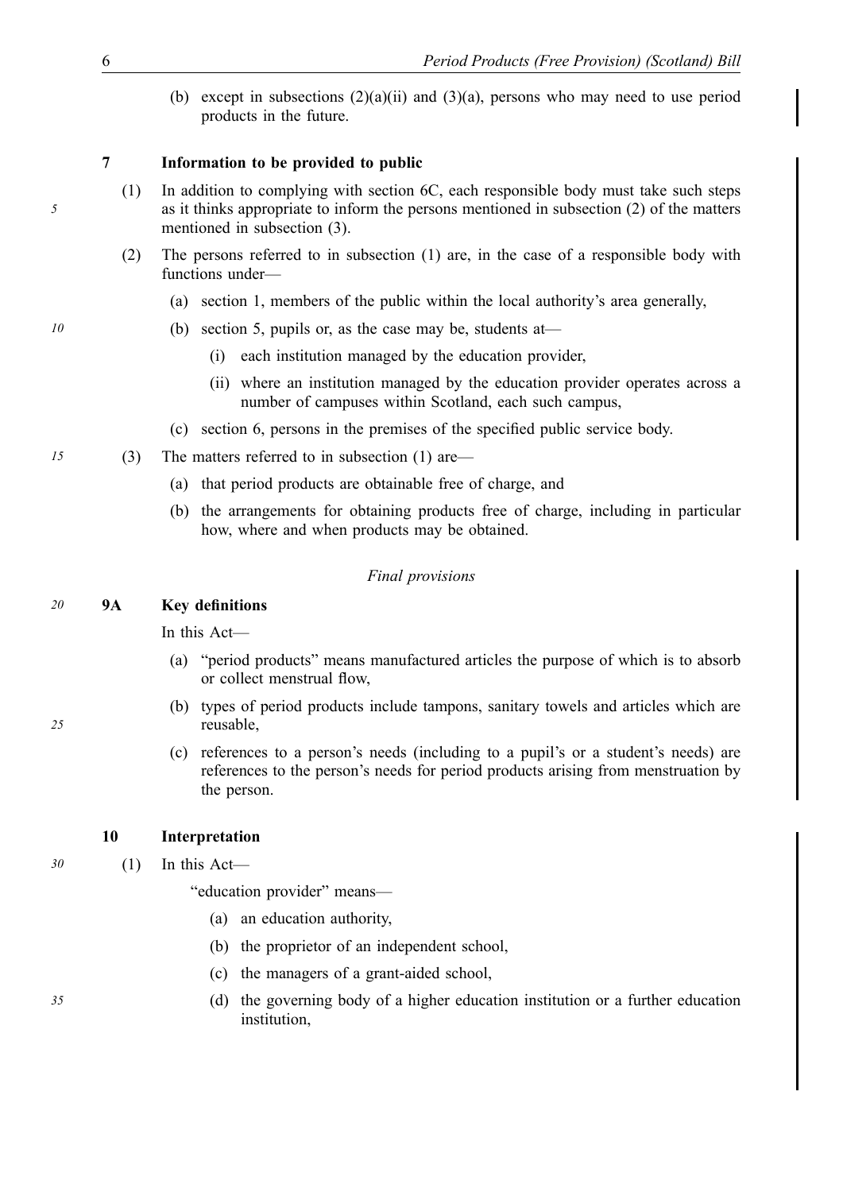(b) except in subsections (2)(a)(ii) and (3)(a), persons who may need to use period products in the future.

**7 Information to be provided to public**

(1) In addition to complying with section 6C, each responsible body must take such steps as it thinks appropriate to inform the persons mentioned in subsection (2) of the matters mentioned in subsection (3).

(2) The persons referred to in subsection (1) are, in the case of a responsible body with functions under—

(a) section 1, members of the public within the local authority's area generally,

(b) section 5, pupils or, as the case may be, students at—

(i) each institution managed by the education provider,

(ii) where an institution managed by the education provider operates across a number of campuses within Scotland, each such campus,

(c) section 6, persons in the premises of the specified public service body.

(3) The matters referred to in subsection (1) are—

(a) that period products are obtainable free of charge, and

(b) the arrangements for obtaining products free of charge, including in particular how, where and when products may be obtained.

*Final provisions*

**9A Key definitions**

In this Act—

(a) "period products" means manufactured articles the purpose of which is to absorb or collect menstrual flow,

(b) types of period products include tampons, sanitary towels and articles which are reusable,

(c) references to a person's needs (including to a pupil's or a student's needs) are references to the person's needs for period products arising from menstruation by the person.

**10 Interpretation**

(1) In this Act—

"education provider" means—

(a) an education authority,

(b) the proprietor of an independent school,

(c) the managers of a grant-aided school,

(d) the governing body of a higher education institution or a further education institution,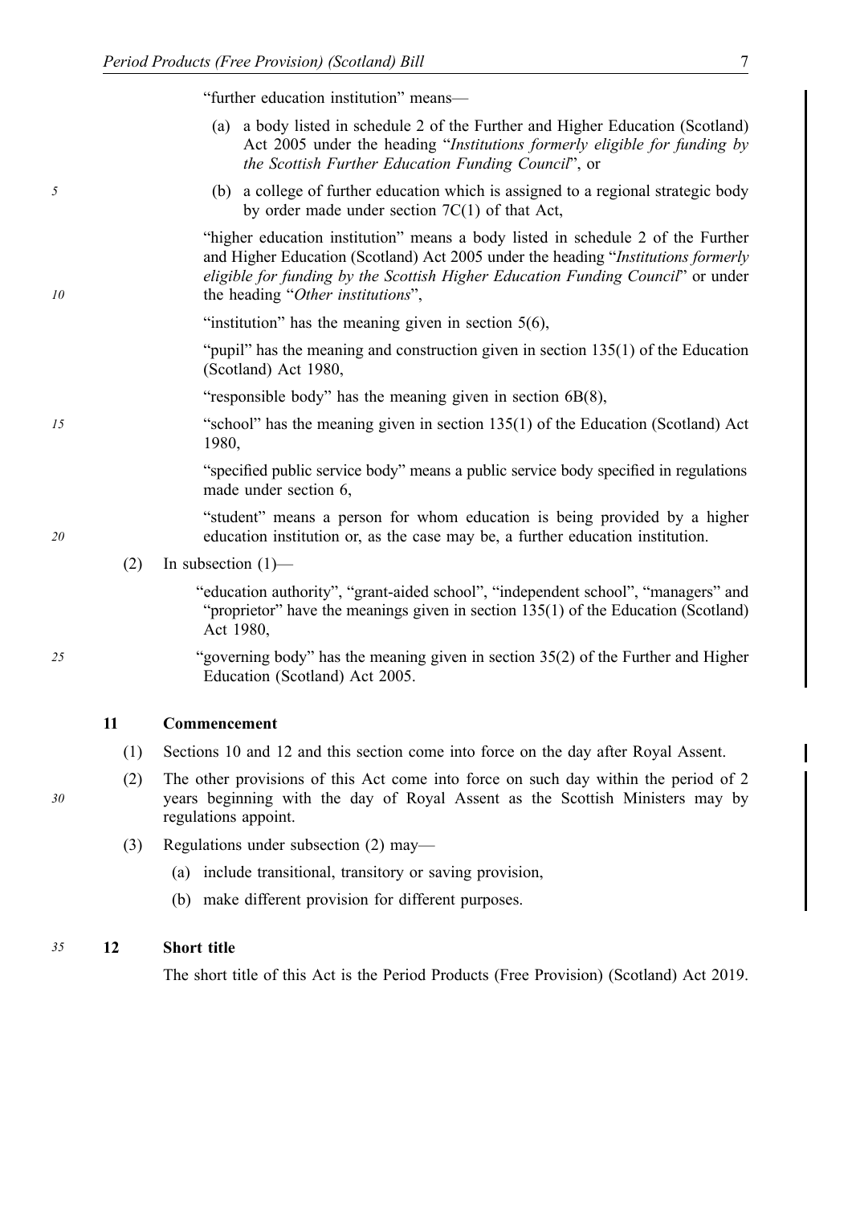"further education institution" means—

(a) a body listed in schedule 2 of the Further and Higher Education (Scotland) Act 2005 under the heading "*Institutions formerly eligible for funding by the Scottish Further Education Funding Council*", or

(b) a college of further education which is assigned to a regional strategic body by order made under section 7C(1) of that Act,

"higher education institution" means a body listed in schedule 2 of the Further and Higher Education (Scotland) Act 2005 under the heading "*Institutions formerly eligible for funding by the Scottish Higher Education Funding Council*" or under the heading "*Other institutions*",

"institution" has the meaning given in section 5(6),

"pupil" has the meaning and construction given in section 135(1) of the Education (Scotland) Act 1980,

"responsible body" has the meaning given in section 6B(8),

"school" has the meaning given in section 135(1) of the Education (Scotland) Act 1980,

"specified public service body" means a public service body specified in regulations made under section 6,

"student" means a person for whom education is being provided by a higher education institution or, as the case may be, a further education institution.

(2) In subsection (1)—

"education authority", "grant-aided school", "independent school", "managers" and "proprietor" have the meanings given in section 135(1) of the Education (Scotland) Act 1980,

"governing body" has the meaning given in section 35(2) of the Further and Higher Education (Scotland) Act 2005.

## 11 Commencement

(1) Sections 10 and 12 and this section come into force on the day after Royal Assent.

(2) The other provisions of this Act come into force on such day within the period of 2 years beginning with the day of Royal Assent as the Scottish Ministers may by regulations appoint.

(3) Regulations under subsection (2) may—

(a) include transitional, transitory or saving provision,

(b) make different provision for different purposes.

## 12 Short title

The short title of this Act is the Period Products (Free Provision) (Scotland) Act 2019.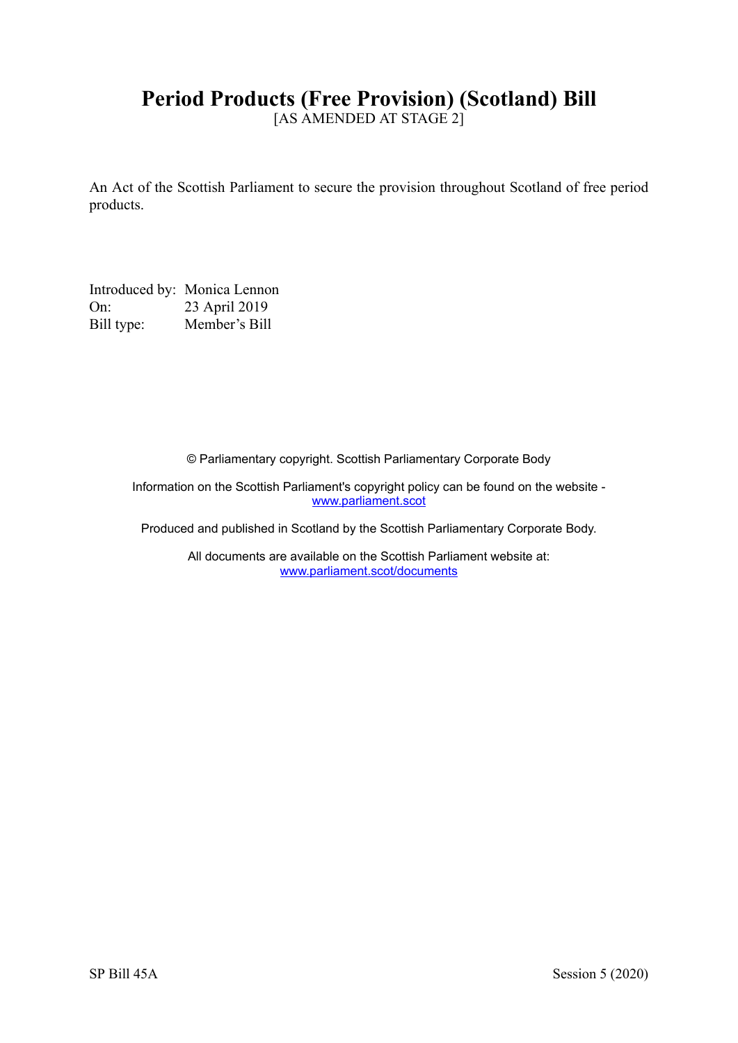# Period Products (Free Provision) (Scotland) Bill

[AS AMENDED AT STAGE 2]

An Act of the Scottish Parliament to secure the provision throughout Scotland of free period products.

| | |
|---|---|
| Introduced by: | Monica Lennon |
| On: | 23 April 2019 |
| Bill type: | Member's Bill |

© Parliamentary copyright. Scottish Parliamentary Corporate Body

Information on the Scottish Parliament's copyright policy can be found on the website - www.parliament.scot

Produced and published in Scotland by the Scottish Parliamentary Corporate Body.

All documents are available on the Scottish Parliament website at: www.parliament.scot/documents

SP Bill 45A

Session 5 (2020)